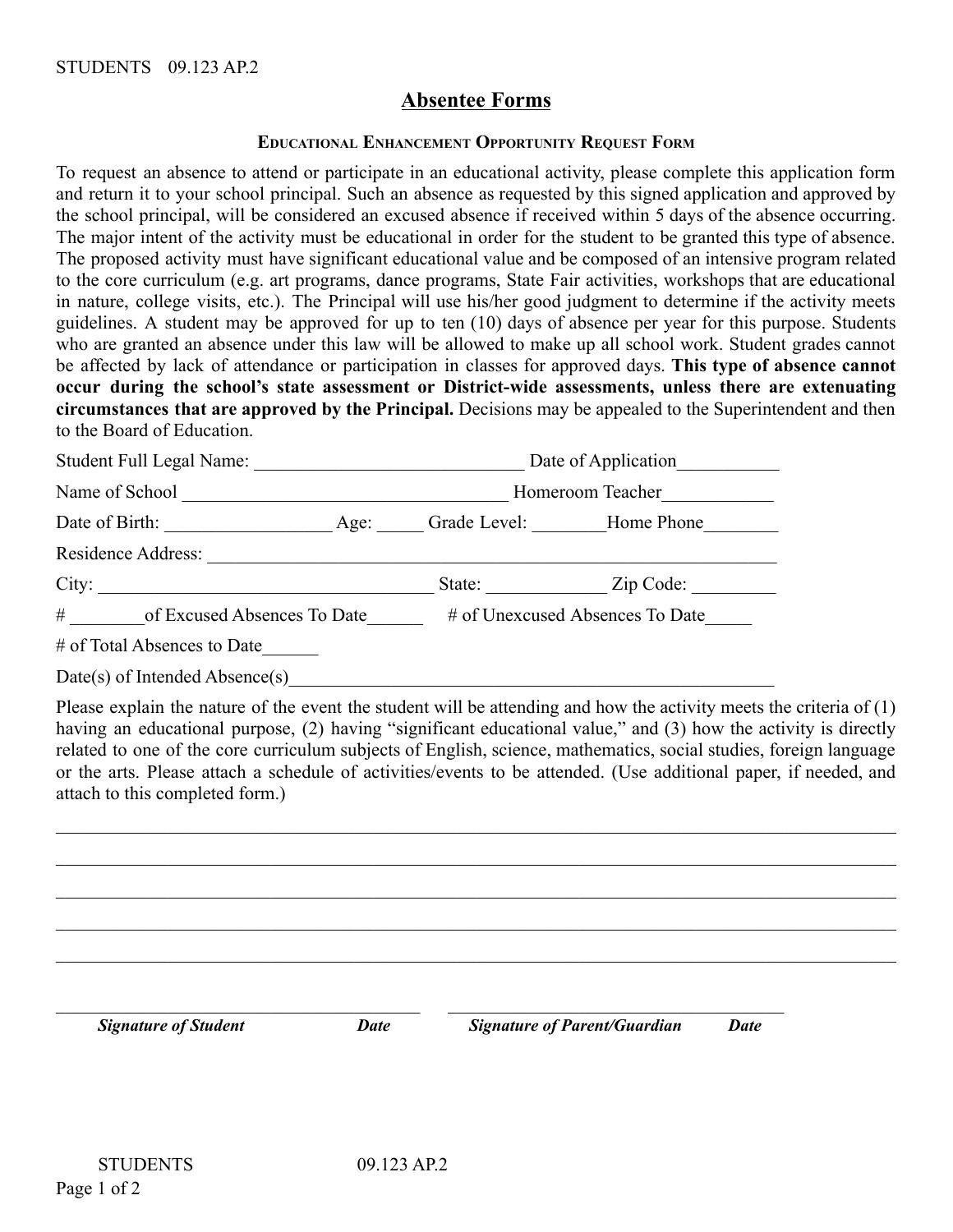# Absentee Forms

### Educational Enhancement Opportunity Request Form

To request an absence to attend or participate in an educational activity, please complete this application form and return it to your school principal. Such an absence as requested by this signed application and approved by the school principal, will be considered an excused absence if received within 5 days of the absence occurring. The major intent of the activity must be educational in order for the student to be granted this type of absence. The proposed activity must have significant educational value and be composed of an intensive program related to the core curriculum (e.g. art programs, dance programs, State Fair activities, workshops that are educational in nature, college visits, etc.). The Principal will use his/her good judgment to determine if the activity meets guidelines. A student may be approved for up to ten (10) days of absence per year for this purpose. Students who are granted an absence under this law will be allowed to make up all school work. Student grades cannot be affected by lack of attendance or participation in classes for approved days. **This type of absence cannot occur during the school's state assessment or District-wide assessments, unless there are extenuating circumstances that are approved by the Principal.** Decisions may be appealed to the Superintendent and then to the Board of Education.

Student Full Legal Name: ____________________________ Date of Application__________

Name of School __________________________________ Homeroom Teacher___________

Date of Birth: _________________ Age: _____ Grade Level: ________Home Phone________

Residence Address: ____________________________________________________________

City: ___________________________________ State: ____________ Zip Code: _________

# ________of Excused Absences To Date______ # of Unexcused Absences To Date_____

# of Total Absences to Date______

Date(s) of Intended Absence(s)____________________________________________________

Please explain the nature of the event the student will be attending and how the activity meets the criteria of (1) having an educational purpose, (2) having "significant educational value," and (3) how the activity is directly related to one of the core curriculum subjects of English, science, mathematics, social studies, foreign language or the arts. Please attach a schedule of activities/events to be attended. (Use additional paper, if needed, and attach to this completed form.)

______________________________________________________________________________

______________________________________________________________________________

______________________________________________________________________________

______________________________________________________________________________

______________________________________________________________________________

_________________________________________ _____________________________________

***Signature of Student*** ***Date*** ***Signature of Parent/Guardian*** ***Date***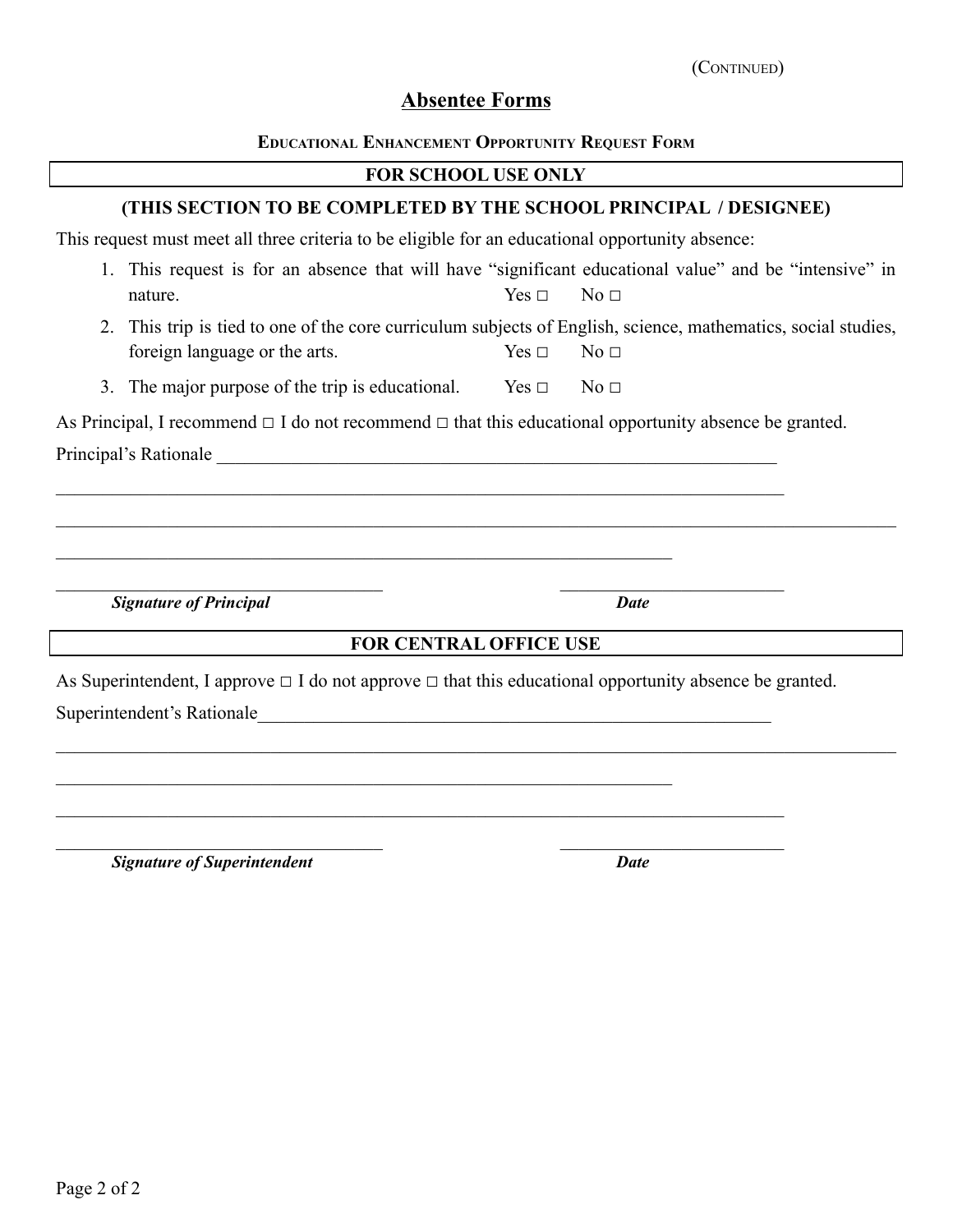(CONTINUED)

## Absentee Forms

### EDUCATIONAL ENHANCEMENT OPPORTUNITY REQUEST FORM

**FOR SCHOOL USE ONLY**

**(THIS SECTION TO BE COMPLETED BY THE SCHOOL PRINCIPAL / DESIGNEE)**

This request must meet all three criteria to be eligible for an educational opportunity absence:

1. This request is for an absence that will have "significant educational value" and be "intensive" in nature. Yes □ No □
2. This trip is tied to one of the core curriculum subjects of English, science, mathematics, social studies, foreign language or the arts. Yes □ No □
3. The major purpose of the trip is educational. Yes □ No □

As Principal, I recommend □ I do not recommend □ that this educational opportunity absence be granted.

Principal's Rationale ________________________________________________________________

____________________________________________________________________________________

____________________________________________________________________________________

____________________________________________________________________

____________________________________ ________________________

***Signature of Principal*** ***Date***

**FOR CENTRAL OFFICE USE**

As Superintendent, I approve □ I do not approve □ that this educational opportunity absence be granted.

Superintendent's Rationale_________________________________________________________

____________________________________________________________________________________

____________________________________________________________________

____________________________________________________________________________________

____________________________________ ________________________

***Signature of Superintendent*** ***Date***